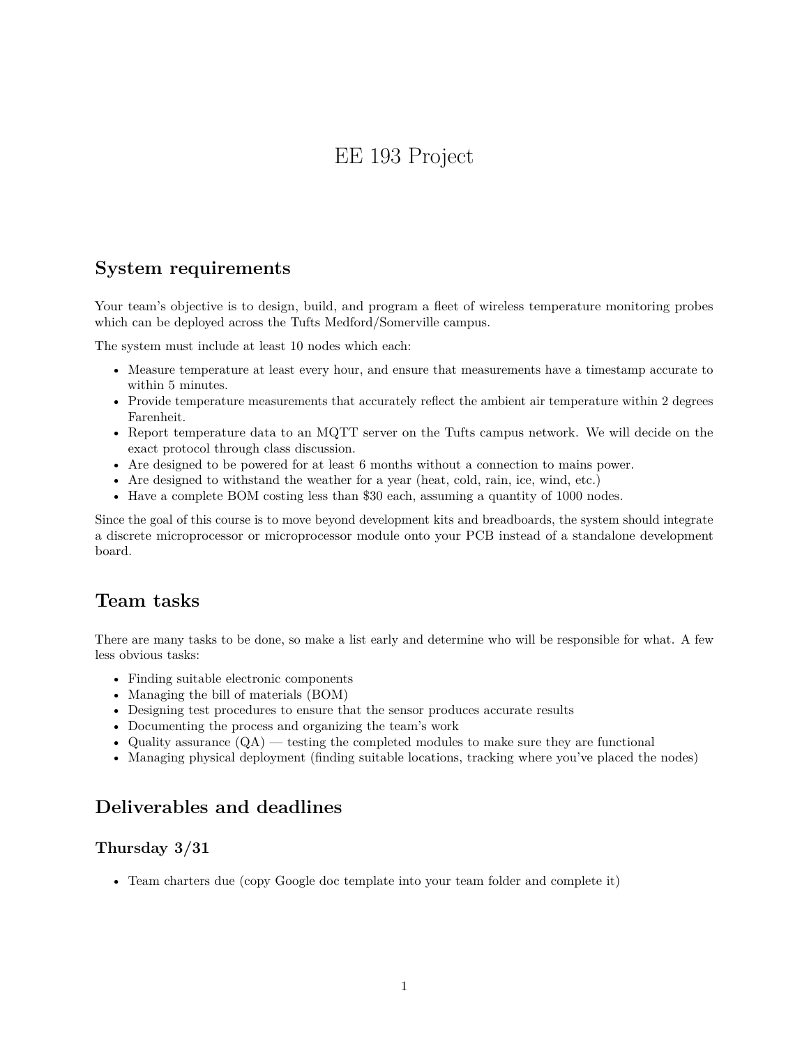# EE 193 Project

## System requirements

Your team's objective is to design, build, and program a fleet of wireless temperature monitoring probes which can be deployed across the Tufts Medford/Somerville campus.

The system must include at least 10 nodes which each:

- Measure temperature at least every hour, and ensure that measurements have a timestamp accurate to within 5 minutes.
- Provide temperature measurements that accurately reflect the ambient air temperature within 2 degrees Farenheit.
- Report temperature data to an MQTT server on the Tufts campus network. We will decide on the exact protocol through class discussion.
- Are designed to be powered for at least 6 months without a connection to mains power.
- Are designed to withstand the weather for a year (heat, cold, rain, ice, wind, etc.)
- Have a complete BOM costing less than $30 each, assuming a quantity of 1000 nodes.

Since the goal of this course is to move beyond development kits and breadboards, the system should integrate a discrete microprocessor or microprocessor module onto your PCB instead of a standalone development board.

## Team tasks

There are many tasks to be done, so make a list early and determine who will be responsible for what. A few less obvious tasks:

- Finding suitable electronic components
- Managing the bill of materials (BOM)
- Designing test procedures to ensure that the sensor produces accurate results
- Documenting the process and organizing the team's work
- Quality assurance (QA) — testing the completed modules to make sure they are functional
- Managing physical deployment (finding suitable locations, tracking where you've placed the nodes)

## Deliverables and deadlines

### Thursday 3/31

- Team charters due (copy Google doc template into your team folder and complete it)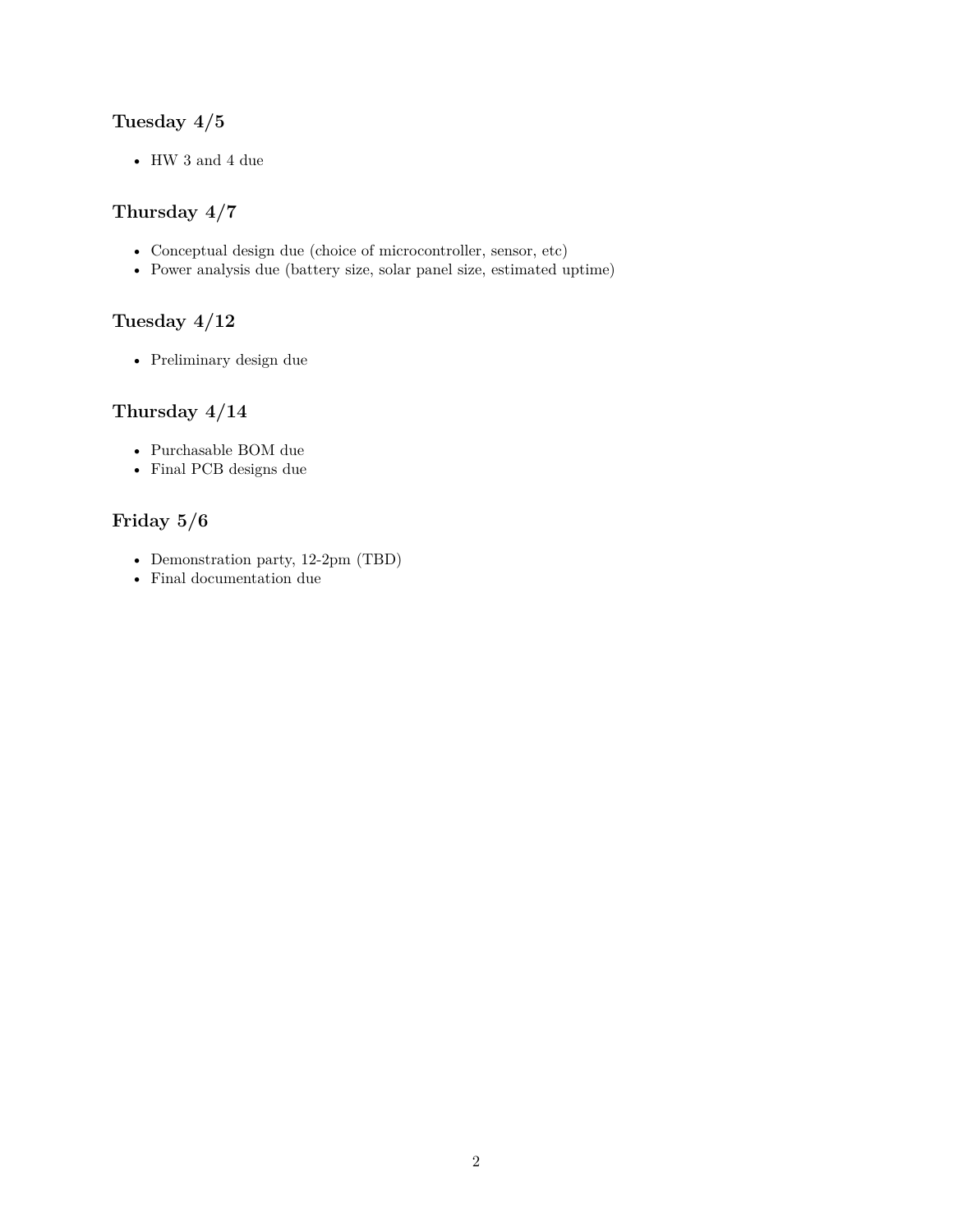### Tuesday 4/5

- HW 3 and 4 due

### Thursday 4/7

- Conceptual design due (choice of microcontroller, sensor, etc)
- Power analysis due (battery size, solar panel size, estimated uptime)

### Tuesday 4/12

- Preliminary design due

### Thursday 4/14

- Purchasable BOM due
- Final PCB designs due

### Friday 5/6

- Demonstration party, 12-2pm (TBD)
- Final documentation due